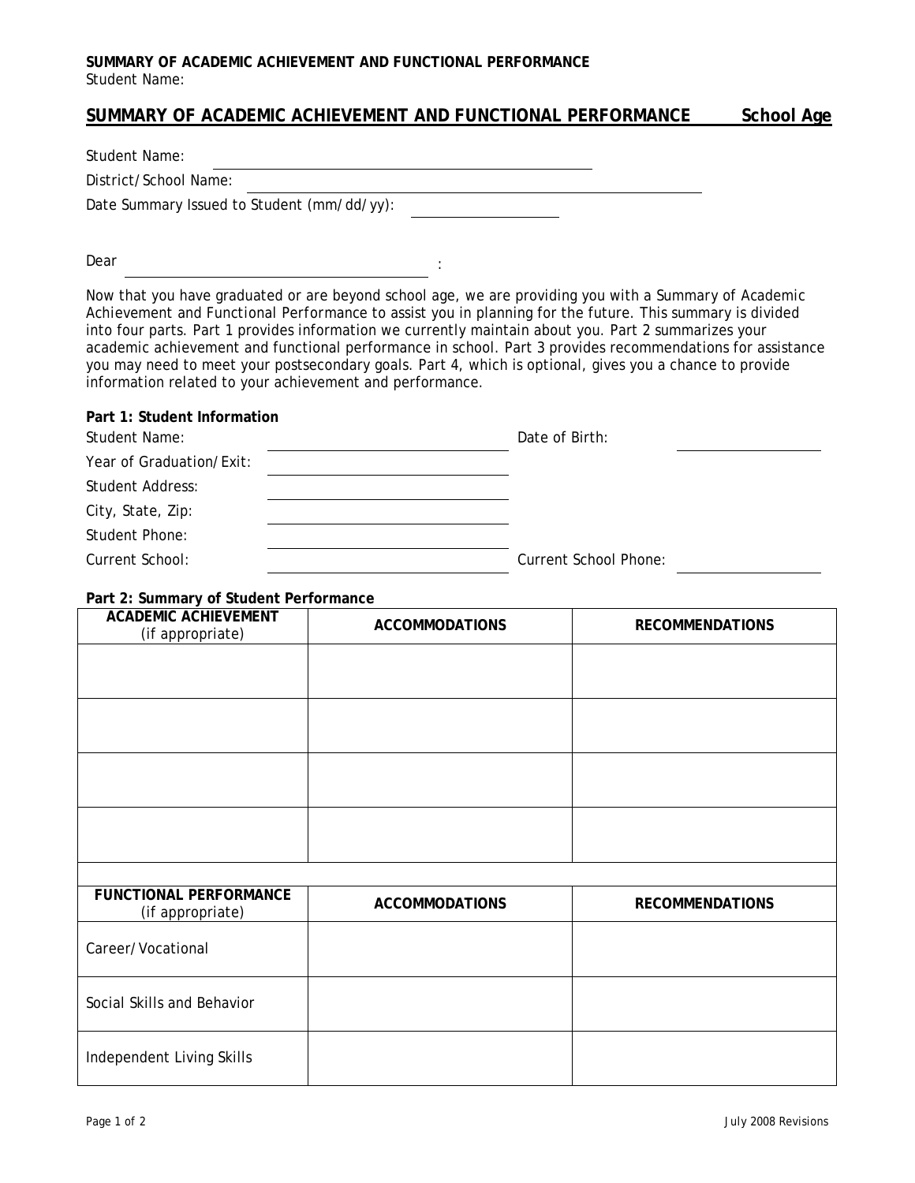## SUMMARY OF ACADEMIC ACHIEVEMENT AND FUNCTIONAL PERFORMANCE School Age

Student Name: ______________________________

District/School Name: ______________________________

Date Summary Issued to Student (mm/dd/yy): ______________

Dear ______________________________ :

Now that you have graduated or are beyond school age, we are providing you with a Summary of Academic Achievement and Functional Performance to assist you in planning for the future. This summary is divided into four parts. Part 1 provides information we currently maintain about you. Part 2 summarizes your academic achievement and functional performance in school. Part 3 provides recommendations for assistance you may need to meet your postsecondary goals. Part 4, which is optional, gives you a chance to provide information related to your achievement and performance.

**Part 1: Student Information**

Student Name: ______________________ Date of Birth: ______________

Year of Graduation/Exit: ______________________

Student Address: ______________________

City, State, Zip: ______________________

Student Phone: ______________________

Current School: ______________________ Current School Phone: ______________

**Part 2: Summary of Student Performance**

| ACADEMIC ACHIEVEMENT (if appropriate) | ACCOMMODATIONS | RECOMMENDATIONS |
|---|---|---|
| | | |
| | | |
| | | |
| | | |

| FUNCTIONAL PERFORMANCE (if appropriate) | ACCOMMODATIONS | RECOMMENDATIONS |
|---|---|---|
| Career/Vocational | | |
| Social Skills and Behavior | | |
| Independent Living Skills | | |

July 2008 Revisions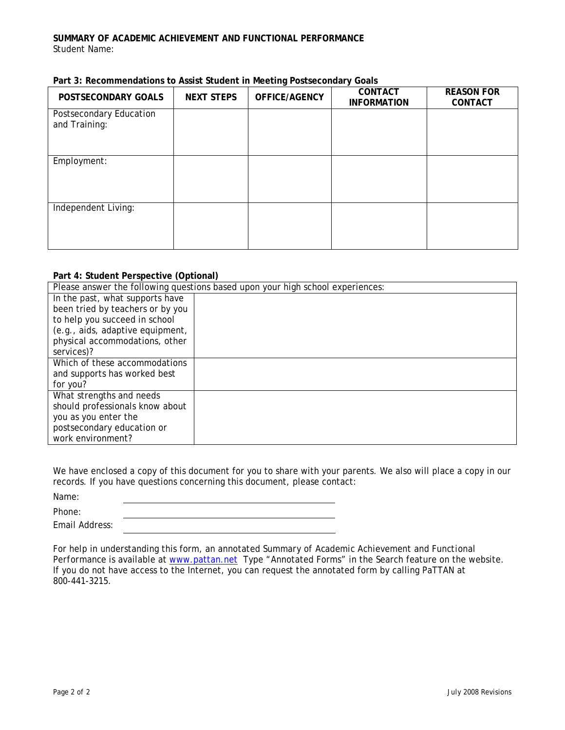**SUMMARY OF ACADEMIC ACHIEVEMENT AND FUNCTIONAL PERFORMANCE**

Student Name:

**Part 3: Recommendations to Assist Student in Meeting Postsecondary Goals**

| POSTSECONDARY GOALS | NEXT STEPS | OFFICE/AGENCY | CONTACT INFORMATION | REASON FOR CONTACT |
|---|---|---|---|---|
| Postsecondary Education and Training: | | | | |
| Employment: | | | | |
| Independent Living: | | | | |

**Part 4: Student Perspective (Optional)**

| Please answer the following questions based upon your high school experiences: | |
|---|---|
| In the past, what supports have been tried by teachers or by you to help you succeed in school (e.g., aids, adaptive equipment, physical accommodations, other services)? | |
| Which of these accommodations and supports has worked best for you? | |
| What strengths and needs should professionals know about you as you enter the postsecondary education or work environment? | |

We have enclosed a copy of this document for you to share with your parents. We also will place a copy in our records. If you have questions concerning this document, please contact:

Name: \_\_\_\_\_\_\_\_\_\_\_\_\_\_\_\_\_\_\_\_\_\_\_\_\_\_\_\_\_\_

Phone: \_\_\_\_\_\_\_\_\_\_\_\_\_\_\_\_\_\_\_\_\_\_\_\_\_\_\_\_\_\_

Email Address: \_\_\_\_\_\_\_\_\_\_\_\_\_\_\_\_\_\_\_\_\_\_\_\_\_\_\_\_\_\_

For help in understanding this form, an annotated Summary of Academic Achievement and Functional Performance is available at www.pattan.net Type "Annotated Forms" in the Search feature on the website. If you do not have access to the Internet, you can request the annotated form by calling PaTTAN at 800-441-3215.

July 2008 Revisions